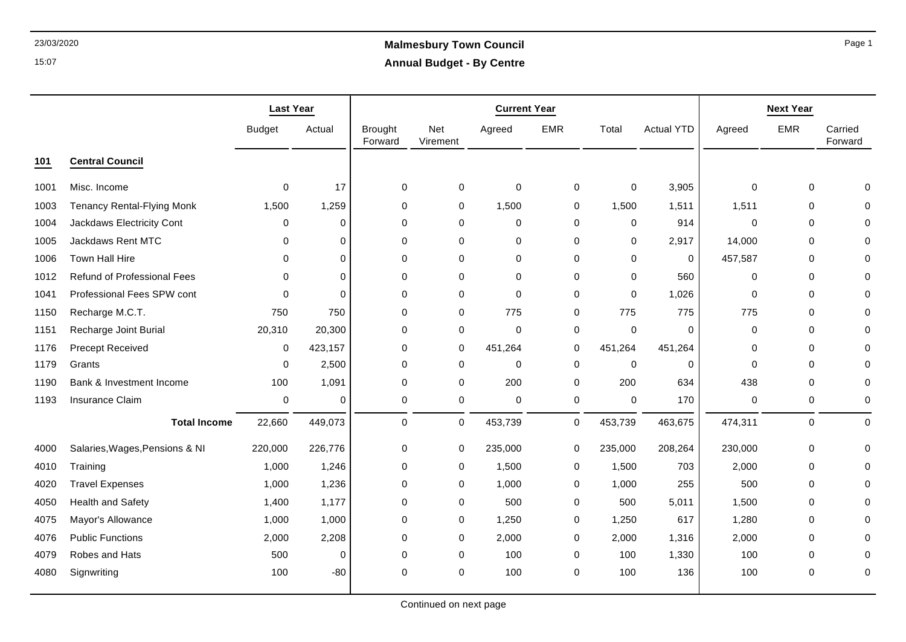# Malmesbury Town Council

## Annual Budget - By Centre

| | | Last Year | | Current Year | | | | | | Next Year | | |
|---|---|---|---|---|---|---|---|---|---|---|---|---|
| | | Budget | Actual | Brought Forward | Net Virement | Agreed | EMR | Total | Actual YTD | Agreed | EMR | Carried Forward |
| **101** | **Central Council** | | | | | | | | | | | |
| 1001 | Misc. Income | 0 | 17 | 0 | 0 | 0 | 0 | 0 | 3,905 | 0 | 0 | 0 |
| 1003 | Tenancy Rental-Flying Monk | 1,500 | 1,259 | 0 | 0 | 1,500 | 0 | 1,500 | 1,511 | 1,511 | 0 | 0 |
| 1004 | Jackdaws Electricity Cont | 0 | 0 | 0 | 0 | 0 | 0 | 0 | 914 | 0 | 0 | 0 |
| 1005 | Jackdaws Rent MTC | 0 | 0 | 0 | 0 | 0 | 0 | 0 | 2,917 | 14,000 | 0 | 0 |
| 1006 | Town Hall Hire | 0 | 0 | 0 | 0 | 0 | 0 | 0 | 0 | 457,587 | 0 | 0 |
| 1012 | Refund of Professional Fees | 0 | 0 | 0 | 0 | 0 | 0 | 0 | 560 | 0 | 0 | 0 |
| 1041 | Professional Fees SPW cont | 0 | 0 | 0 | 0 | 0 | 0 | 0 | 1,026 | 0 | 0 | 0 |
| 1150 | Recharge M.C.T. | 750 | 750 | 0 | 0 | 775 | 0 | 775 | 775 | 775 | 0 | 0 |
| 1151 | Recharge Joint Burial | 20,310 | 20,300 | 0 | 0 | 0 | 0 | 0 | 0 | 0 | 0 | 0 |
| 1176 | Precept Received | 0 | 423,157 | 0 | 0 | 451,264 | 0 | 451,264 | 451,264 | 0 | 0 | 0 |
| 1179 | Grants | 0 | 2,500 | 0 | 0 | 0 | 0 | 0 | 0 | 0 | 0 | 0 |
| 1190 | Bank & Investment Income | 100 | 1,091 | 0 | 0 | 200 | 0 | 200 | 634 | 438 | 0 | 0 |
| 1193 | Insurance Claim | 0 | 0 | 0 | 0 | 0 | 0 | 0 | 170 | 0 | 0 | 0 |
| | **Total Income** | 22,660 | 449,073 | 0 | 0 | 453,739 | 0 | 453,739 | 463,675 | 474,311 | 0 | 0 |
| 4000 | Salaries,Wages,Pensions & NI | 220,000 | 226,776 | 0 | 0 | 235,000 | 0 | 235,000 | 208,264 | 230,000 | 0 | 0 |
| 4010 | Training | 1,000 | 1,246 | 0 | 0 | 1,500 | 0 | 1,500 | 703 | 2,000 | 0 | 0 |
| 4020 | Travel Expenses | 1,000 | 1,236 | 0 | 0 | 1,000 | 0 | 1,000 | 255 | 500 | 0 | 0 |
| 4050 | Health and Safety | 1,400 | 1,177 | 0 | 0 | 500 | 0 | 500 | 5,011 | 1,500 | 0 | 0 |
| 4075 | Mayor's Allowance | 1,000 | 1,000 | 0 | 0 | 1,250 | 0 | 1,250 | 617 | 1,280 | 0 | 0 |
| 4076 | Public Functions | 2,000 | 2,208 | 0 | 0 | 2,000 | 0 | 2,000 | 1,316 | 2,000 | 0 | 0 |
| 4079 | Robes and Hats | 500 | 0 | 0 | 0 | 100 | 0 | 100 | 1,330 | 100 | 0 | 0 |
| 4080 | Signwriting | 100 | -80 | 0 | 0 | 100 | 0 | 100 | 136 | 100 | 0 | 0 |

Continued on next page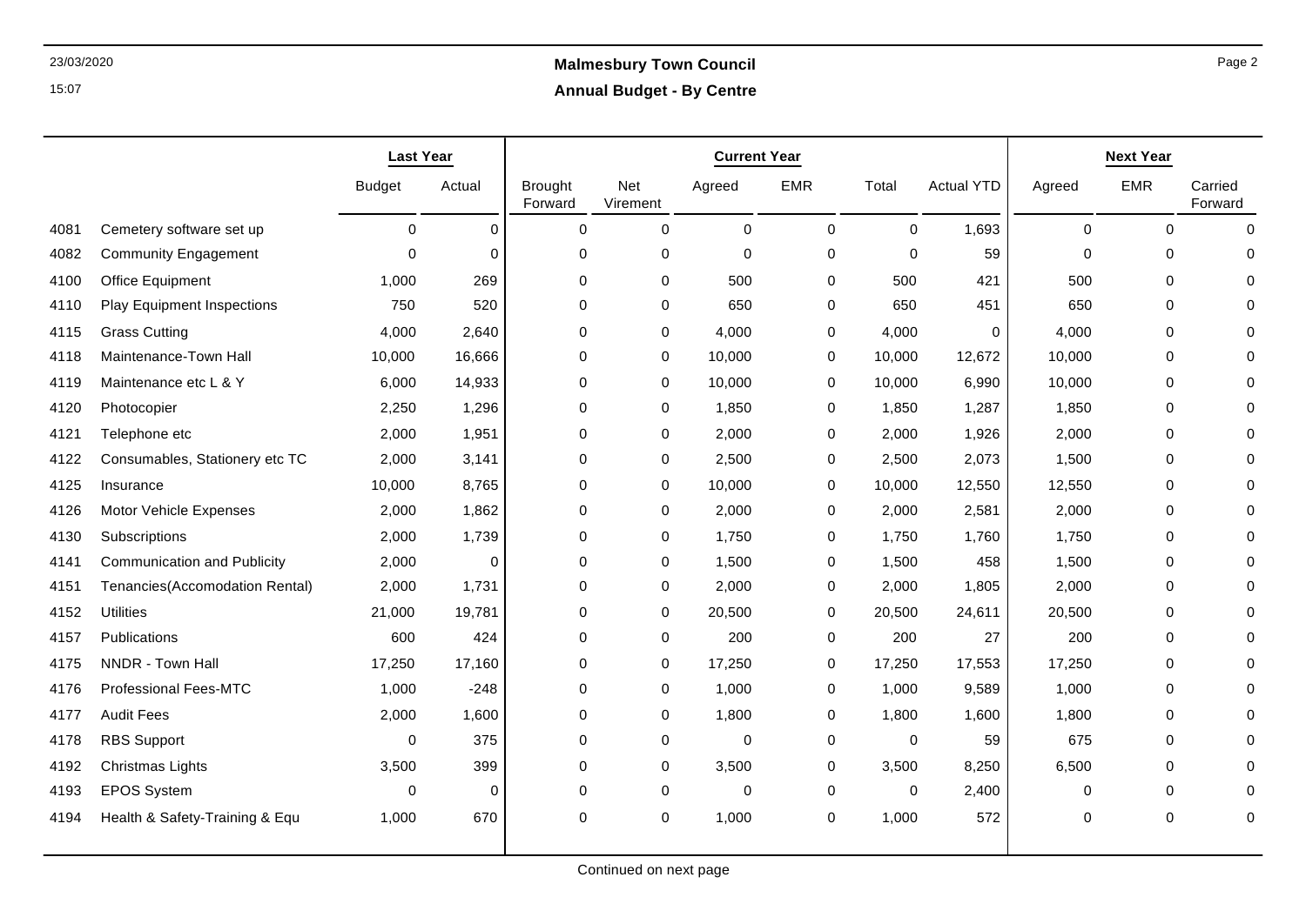**Malmesbury Town Council**

**Annual Budget - By Centre**

| | | Last Year | | Current Year | | | | | | Next Year | | |
|---|---|---|---|---|---|---|---|---|---|---|---|---|
| | | Budget | Actual | Brought Forward | Net Virement | Agreed | EMR | Total | Actual YTD | Agreed | EMR | Carried Forward |
| 4081 | Cemetery software set up | 0 | 0 | 0 | 0 | 0 | 0 | 0 | 1,693 | 0 | 0 | 0 |
| 4082 | Community Engagement | 0 | 0 | 0 | 0 | 0 | 0 | 0 | 59 | 0 | 0 | 0 |
| 4100 | Office Equipment | 1,000 | 269 | 0 | 0 | 500 | 0 | 500 | 421 | 500 | 0 | 0 |
| 4110 | Play Equipment Inspections | 750 | 520 | 0 | 0 | 650 | 0 | 650 | 451 | 650 | 0 | 0 |
| 4115 | Grass Cutting | 4,000 | 2,640 | 0 | 0 | 4,000 | 0 | 4,000 | 0 | 4,000 | 0 | 0 |
| 4118 | Maintenance-Town Hall | 10,000 | 16,666 | 0 | 0 | 10,000 | 0 | 10,000 | 12,672 | 10,000 | 0 | 0 |
| 4119 | Maintenance etc L & Y | 6,000 | 14,933 | 0 | 0 | 10,000 | 0 | 10,000 | 6,990 | 10,000 | 0 | 0 |
| 4120 | Photocopier | 2,250 | 1,296 | 0 | 0 | 1,850 | 0 | 1,850 | 1,287 | 1,850 | 0 | 0 |
| 4121 | Telephone etc | 2,000 | 1,951 | 0 | 0 | 2,000 | 0 | 2,000 | 1,926 | 2,000 | 0 | 0 |
| 4122 | Consumables, Stationery etc TC | 2,000 | 3,141 | 0 | 0 | 2,500 | 0 | 2,500 | 2,073 | 1,500 | 0 | 0 |
| 4125 | Insurance | 10,000 | 8,765 | 0 | 0 | 10,000 | 0 | 10,000 | 12,550 | 12,550 | 0 | 0 |
| 4126 | Motor Vehicle Expenses | 2,000 | 1,862 | 0 | 0 | 2,000 | 0 | 2,000 | 2,581 | 2,000 | 0 | 0 |
| 4130 | Subscriptions | 2,000 | 1,739 | 0 | 0 | 1,750 | 0 | 1,750 | 1,760 | 1,750 | 0 | 0 |
| 4141 | Communication and Publicity | 2,000 | 0 | 0 | 0 | 1,500 | 0 | 1,500 | 458 | 1,500 | 0 | 0 |
| 4151 | Tenancies(Accomodation Rental) | 2,000 | 1,731 | 0 | 0 | 2,000 | 0 | 2,000 | 1,805 | 2,000 | 0 | 0 |
| 4152 | Utilities | 21,000 | 19,781 | 0 | 0 | 20,500 | 0 | 20,500 | 24,611 | 20,500 | 0 | 0 |
| 4157 | Publications | 600 | 424 | 0 | 0 | 200 | 0 | 200 | 27 | 200 | 0 | 0 |
| 4175 | NNDR - Town Hall | 17,250 | 17,160 | 0 | 0 | 17,250 | 0 | 17,250 | 17,553 | 17,250 | 0 | 0 |
| 4176 | Professional Fees-MTC | 1,000 | -248 | 0 | 0 | 1,000 | 0 | 1,000 | 9,589 | 1,000 | 0 | 0 |
| 4177 | Audit Fees | 2,000 | 1,600 | 0 | 0 | 1,800 | 0 | 1,800 | 1,600 | 1,800 | 0 | 0 |
| 4178 | RBS Support | 0 | 375 | 0 | 0 | 0 | 0 | 0 | 59 | 675 | 0 | 0 |
| 4192 | Christmas Lights | 3,500 | 399 | 0 | 0 | 3,500 | 0 | 3,500 | 8,250 | 6,500 | 0 | 0 |
| 4193 | EPOS System | 0 | 0 | 0 | 0 | 0 | 0 | 0 | 2,400 | 0 | 0 | 0 |
| 4194 | Health & Safety-Training & Equ | 1,000 | 670 | 0 | 0 | 1,000 | 0 | 1,000 | 572 | 0 | 0 | 0 |

Continued on next page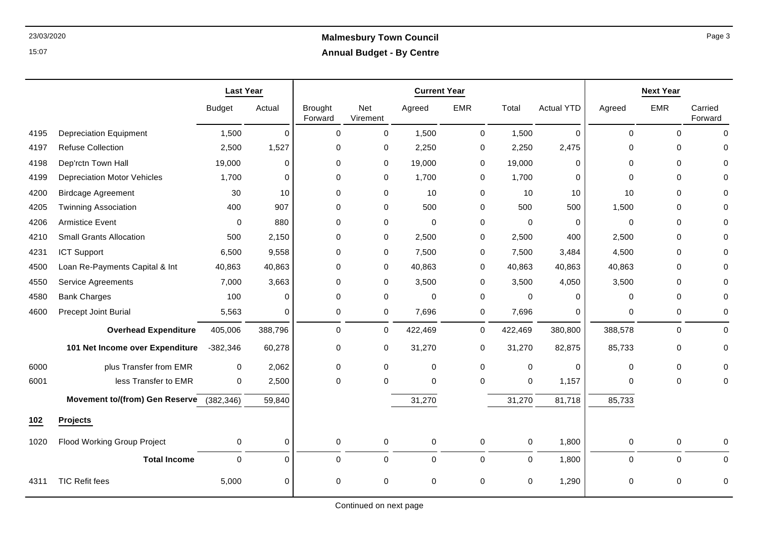**Malmesbury Town Council**

**Annual Budget - By Centre**

| | | Last Year | | Current Year | | | | | | Next Year | | |
|---|---|---|---|---|---|---|---|---|---|---|---|---|
| | | Budget | Actual | Brought Forward | Net Virement | Agreed | EMR | Total | Actual YTD | Agreed | EMR | Carried Forward |
| 4195 | Depreciation Equipment | 1,500 | 0 | 0 | 0 | 1,500 | 0 | 1,500 | 0 | 0 | 0 | 0 |
| 4197 | Refuse Collection | 2,500 | 1,527 | 0 | 0 | 2,250 | 0 | 2,250 | 2,475 | 0 | 0 | 0 |
| 4198 | Dep'rctn Town Hall | 19,000 | 0 | 0 | 0 | 19,000 | 0 | 19,000 | 0 | 0 | 0 | 0 |
| 4199 | Depreciation Motor Vehicles | 1,700 | 0 | 0 | 0 | 1,700 | 0 | 1,700 | 0 | 0 | 0 | 0 |
| 4200 | Birdcage Agreement | 30 | 10 | 0 | 0 | 10 | 0 | 10 | 10 | 10 | 0 | 0 |
| 4205 | Twinning Association | 400 | 907 | 0 | 0 | 500 | 0 | 500 | 500 | 1,500 | 0 | 0 |
| 4206 | Armistice Event | 0 | 880 | 0 | 0 | 0 | 0 | 0 | 0 | 0 | 0 | 0 |
| 4210 | Small Grants Allocation | 500 | 2,150 | 0 | 0 | 2,500 | 0 | 2,500 | 400 | 2,500 | 0 | 0 |
| 4231 | ICT Support | 6,500 | 9,558 | 0 | 0 | 7,500 | 0 | 7,500 | 3,484 | 4,500 | 0 | 0 |
| 4500 | Loan Re-Payments Capital & Int | 40,863 | 40,863 | 0 | 0 | 40,863 | 0 | 40,863 | 40,863 | 40,863 | 0 | 0 |
| 4550 | Service Agreements | 7,000 | 3,663 | 0 | 0 | 3,500 | 0 | 3,500 | 4,050 | 3,500 | 0 | 0 |
| 4580 | Bank Charges | 100 | 0 | 0 | 0 | 0 | 0 | 0 | 0 | 0 | 0 | 0 |
| 4600 | Precept Joint Burial | 5,563 | 0 | 0 | 0 | 7,696 | 0 | 7,696 | 0 | 0 | 0 | 0 |
| | **Overhead Expenditure** | 405,006 | 388,796 | 0 | 0 | 422,469 | 0 | 422,469 | 380,800 | 388,578 | 0 | 0 |
| | **101 Net Income over Expenditure** | -382,346 | 60,278 | 0 | 0 | 31,270 | 0 | 31,270 | 82,875 | 85,733 | 0 | 0 |
| 6000 | plus Transfer from EMR | 0 | 2,062 | 0 | 0 | 0 | 0 | 0 | 0 | 0 | 0 | 0 |
| 6001 | less Transfer to EMR | 0 | 2,500 | 0 | 0 | 0 | 0 | 0 | 1,157 | 0 | 0 | 0 |
| | **Movement to/(from) Gen Reserve** | (382,346) | 59,840 | | | 31,270 | | 31,270 | 81,718 | 85,733 | | |
| **102** | **Projects** | | | | | | | | | | | |
| 1020 | Flood Working Group Project | 0 | 0 | 0 | 0 | 0 | 0 | 0 | 1,800 | 0 | 0 | 0 |
| | **Total Income** | 0 | 0 | 0 | 0 | 0 | 0 | 0 | 1,800 | 0 | 0 | 0 |
| 4311 | TIC Refit fees | 5,000 | 0 | 0 | 0 | 0 | 0 | 0 | 1,290 | 0 | 0 | 0 |

Continued on next page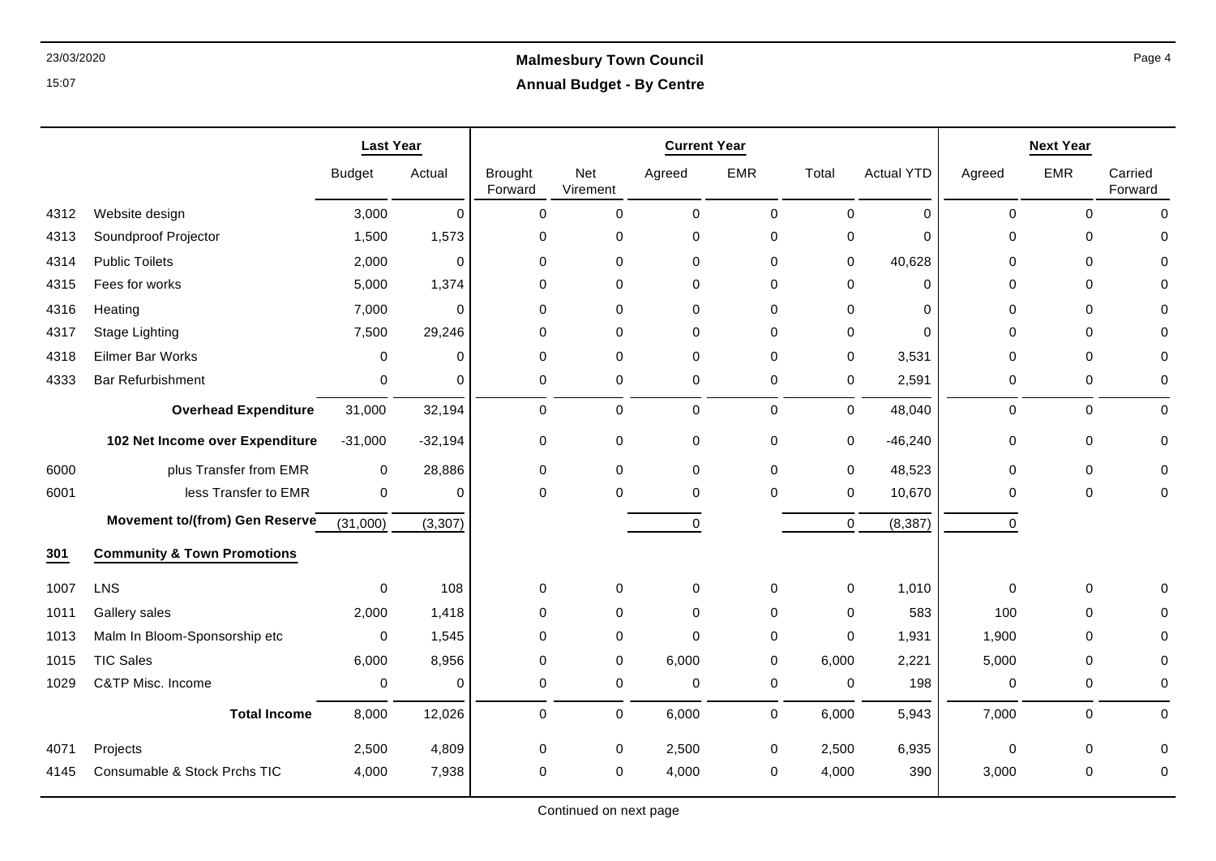# Malmesbury Town Council

## Annual Budget - By Centre

| | | Last Year | | Current Year | | | | | | Next Year | | |
|---|---|---|---|---|---|---|---|---|---|---|---|---|
| | | Budget | Actual | Brought Forward | Net Virement | Agreed | EMR | Total | Actual YTD | Agreed | EMR | Carried Forward |
| 4312 | Website design | 3,000 | 0 | 0 | 0 | 0 | 0 | 0 | 0 | 0 | 0 | 0 |
| 4313 | Soundproof Projector | 1,500 | 1,573 | 0 | 0 | 0 | 0 | 0 | 0 | 0 | 0 | 0 |
| 4314 | Public Toilets | 2,000 | 0 | 0 | 0 | 0 | 0 | 0 | 40,628 | 0 | 0 | 0 |
| 4315 | Fees for works | 5,000 | 1,374 | 0 | 0 | 0 | 0 | 0 | 0 | 0 | 0 | 0 |
| 4316 | Heating | 7,000 | 0 | 0 | 0 | 0 | 0 | 0 | 0 | 0 | 0 | 0 |
| 4317 | Stage Lighting | 7,500 | 29,246 | 0 | 0 | 0 | 0 | 0 | 0 | 0 | 0 | 0 |
| 4318 | Eilmer Bar Works | 0 | 0 | 0 | 0 | 0 | 0 | 0 | 3,531 | 0 | 0 | 0 |
| 4333 | Bar Refurbishment | 0 | 0 | 0 | 0 | 0 | 0 | 0 | 2,591 | 0 | 0 | 0 |
| | **Overhead Expenditure** | 31,000 | 32,194 | 0 | 0 | 0 | 0 | 0 | 48,040 | 0 | 0 | 0 |
| | **102 Net Income over Expenditure** | -31,000 | -32,194 | 0 | 0 | 0 | 0 | 0 | -46,240 | 0 | 0 | 0 |
| 6000 | plus Transfer from EMR | 0 | 28,886 | 0 | 0 | 0 | 0 | 0 | 48,523 | 0 | 0 | 0 |
| 6001 | less Transfer to EMR | 0 | 0 | 0 | 0 | 0 | 0 | 0 | 10,670 | 0 | 0 | 0 |
| | **Movement to/(from) Gen Reserve** | (31,000) | (3,307) | | | 0 | | 0 | (8,387) | 0 | | |
| **301** | **Community & Town Promotions** | | | | | | | | | | | |
| 1007 | LNS | 0 | 108 | 0 | 0 | 0 | 0 | 0 | 1,010 | 0 | 0 | 0 |
| 1011 | Gallery sales | 2,000 | 1,418 | 0 | 0 | 0 | 0 | 0 | 583 | 100 | 0 | 0 |
| 1013 | Malm In Bloom-Sponsorship etc | 0 | 1,545 | 0 | 0 | 0 | 0 | 0 | 1,931 | 1,900 | 0 | 0 |
| 1015 | TIC Sales | 6,000 | 8,956 | 0 | 0 | 6,000 | 0 | 6,000 | 2,221 | 5,000 | 0 | 0 |
| 1029 | C&TP Misc. Income | 0 | 0 | 0 | 0 | 0 | 0 | 0 | 198 | 0 | 0 | 0 |
| | **Total Income** | 8,000 | 12,026 | 0 | 0 | 6,000 | 0 | 6,000 | 5,943 | 7,000 | 0 | 0 |
| 4071 | Projects | 2,500 | 4,809 | 0 | 0 | 2,500 | 0 | 2,500 | 6,935 | 0 | 0 | 0 |
| 4145 | Consumable & Stock Prchs TIC | 4,000 | 7,938 | 0 | 0 | 4,000 | 0 | 4,000 | 390 | 3,000 | 0 | 0 |

Continued on next page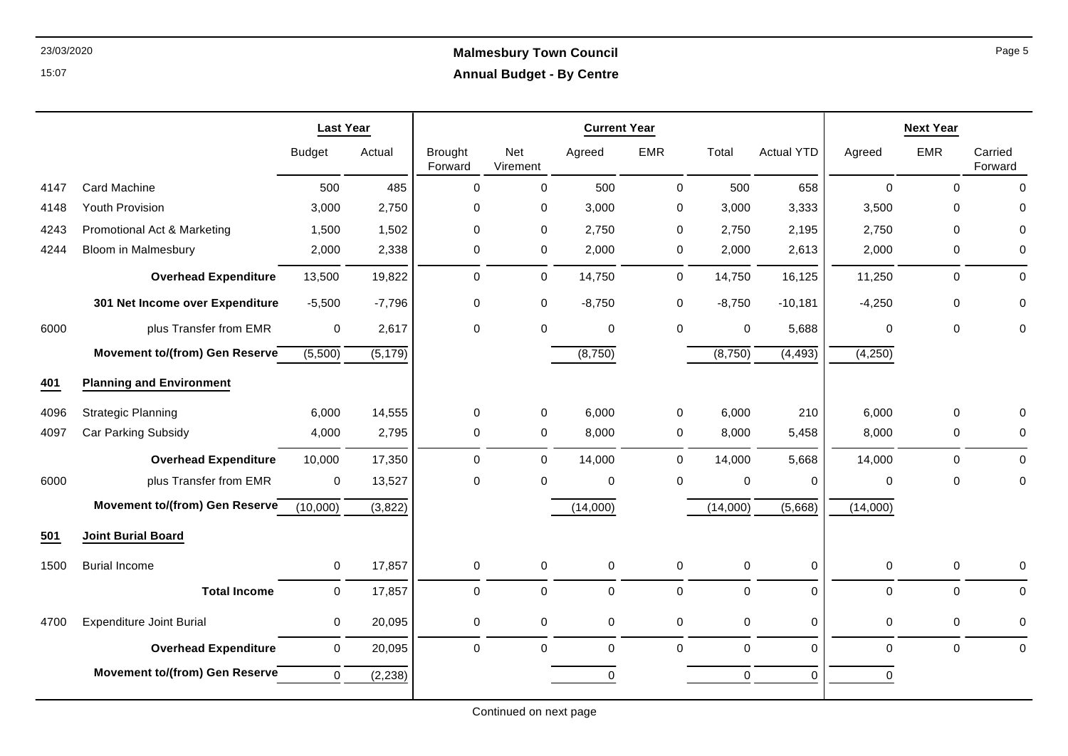**Malmesbury Town Council**

**Annual Budget - By Centre**

| | | Last Year | | Current Year | | | | | | Next Year | | |
|---|---|---|---|---|---|---|---|---|---|---|---|---|
| | | Budget | Actual | Brought Forward | Net Virement | Agreed | EMR | Total | Actual YTD | Agreed | EMR | Carried Forward |
| 4147 | Card Machine | 500 | 485 | 0 | 0 | 500 | 0 | 500 | 658 | 0 | 0 | 0 |
| 4148 | Youth Provision | 3,000 | 2,750 | 0 | 0 | 3,000 | 0 | 3,000 | 3,333 | 3,500 | 0 | 0 |
| 4243 | Promotional Act & Marketing | 1,500 | 1,502 | 0 | 0 | 2,750 | 0 | 2,750 | 2,195 | 2,750 | 0 | 0 |
| 4244 | Bloom in Malmesbury | 2,000 | 2,338 | 0 | 0 | 2,000 | 0 | 2,000 | 2,613 | 2,000 | 0 | 0 |
| | **Overhead Expenditure** | 13,500 | 19,822 | 0 | 0 | 14,750 | 0 | 14,750 | 16,125 | 11,250 | 0 | 0 |
| | **301 Net Income over Expenditure** | -5,500 | -7,796 | 0 | 0 | -8,750 | 0 | -8,750 | -10,181 | -4,250 | 0 | 0 |
| 6000 | plus Transfer from EMR | 0 | 2,617 | 0 | 0 | 0 | 0 | 0 | 5,688 | 0 | 0 | 0 |
| | **Movement to/(from) Gen Reserve** | (5,500) | (5,179) | | | (8,750) | | (8,750) | (4,493) | (4,250) | | |
| **401** | **Planning and Environment** | | | | | | | | | | | |
| 4096 | Strategic Planning | 6,000 | 14,555 | 0 | 0 | 6,000 | 0 | 6,000 | 210 | 6,000 | 0 | 0 |
| 4097 | Car Parking Subsidy | 4,000 | 2,795 | 0 | 0 | 8,000 | 0 | 8,000 | 5,458 | 8,000 | 0 | 0 |
| | **Overhead Expenditure** | 10,000 | 17,350 | 0 | 0 | 14,000 | 0 | 14,000 | 5,668 | 14,000 | 0 | 0 |
| 6000 | plus Transfer from EMR | 0 | 13,527 | 0 | 0 | 0 | 0 | 0 | 0 | 0 | 0 | 0 |
| | **Movement to/(from) Gen Reserve** | (10,000) | (3,822) | | | (14,000) | | (14,000) | (5,668) | (14,000) | | |
| **501** | **Joint Burial Board** | | | | | | | | | | | |
| 1500 | Burial Income | 0 | 17,857 | 0 | 0 | 0 | 0 | 0 | 0 | 0 | 0 | 0 |
| | **Total Income** | 0 | 17,857 | 0 | 0 | 0 | 0 | 0 | 0 | 0 | 0 | 0 |
| 4700 | Expenditure Joint Burial | 0 | 20,095 | 0 | 0 | 0 | 0 | 0 | 0 | 0 | 0 | 0 |
| | **Overhead Expenditure** | 0 | 20,095 | 0 | 0 | 0 | 0 | 0 | 0 | 0 | 0 | 0 |
| | **Movement to/(from) Gen Reserve** | 0 | (2,238) | | | 0 | | 0 | 0 | 0 | | |

Continued on next page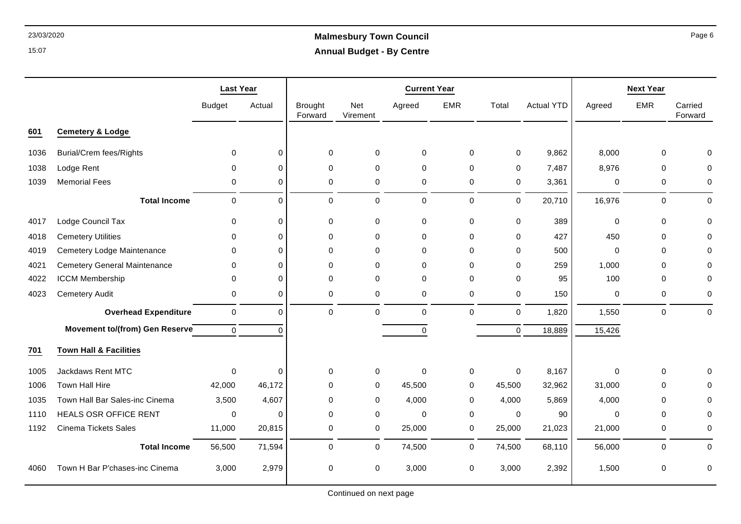# Malmesbury Town Council

## Annual Budget - By Centre

| | | Last Year | | Current Year | | | | | | Next Year | | |
|---|---|---|---|---|---|---|---|---|---|---|---|---|
| | | Budget | Actual | Brought Forward | Net Virement | Agreed | EMR | Total | Actual YTD | Agreed | EMR | Carried Forward |
| **601** | **Cemetery & Lodge** | | | | | | | | | | | |
| 1036 | Burial/Crem fees/Rights | 0 | 0 | 0 | 0 | 0 | 0 | 0 | 9,862 | 8,000 | 0 | 0 |
| 1038 | Lodge Rent | 0 | 0 | 0 | 0 | 0 | 0 | 0 | 7,487 | 8,976 | 0 | 0 |
| 1039 | Memorial Fees | 0 | 0 | 0 | 0 | 0 | 0 | 0 | 3,361 | 0 | 0 | 0 |
| | **Total Income** | 0 | 0 | 0 | 0 | 0 | 0 | 0 | 20,710 | 16,976 | 0 | 0 |
| 4017 | Lodge Council Tax | 0 | 0 | 0 | 0 | 0 | 0 | 0 | 389 | 0 | 0 | 0 |
| 4018 | Cemetery Utilities | 0 | 0 | 0 | 0 | 0 | 0 | 0 | 427 | 450 | 0 | 0 |
| 4019 | Cemetery Lodge Maintenance | 0 | 0 | 0 | 0 | 0 | 0 | 0 | 500 | 0 | 0 | 0 |
| 4021 | Cemetery General Maintenance | 0 | 0 | 0 | 0 | 0 | 0 | 0 | 259 | 1,000 | 0 | 0 |
| 4022 | ICCM Membership | 0 | 0 | 0 | 0 | 0 | 0 | 0 | 95 | 100 | 0 | 0 |
| 4023 | Cemetery Audit | 0 | 0 | 0 | 0 | 0 | 0 | 0 | 150 | 0 | 0 | 0 |
| | **Overhead Expenditure** | 0 | 0 | 0 | 0 | 0 | 0 | 0 | 1,820 | 1,550 | 0 | 0 |
| | **Movement to/(from) Gen Reserve** | 0 | 0 | | | 0 | | 0 | 18,889 | 15,426 | | |
| **701** | **Town Hall & Facilities** | | | | | | | | | | | |
| 1005 | Jackdaws Rent MTC | 0 | 0 | 0 | 0 | 0 | 0 | 0 | 8,167 | 0 | 0 | 0 |
| 1006 | Town Hall Hire | 42,000 | 46,172 | 0 | 0 | 45,500 | 0 | 45,500 | 32,962 | 31,000 | 0 | 0 |
| 1035 | Town Hall Bar Sales-inc Cinema | 3,500 | 4,607 | 0 | 0 | 4,000 | 0 | 4,000 | 5,869 | 4,000 | 0 | 0 |
| 1110 | HEALS OSR OFFICE RENT | 0 | 0 | 0 | 0 | 0 | 0 | 0 | 90 | 0 | 0 | 0 |
| 1192 | Cinema Tickets Sales | 11,000 | 20,815 | 0 | 0 | 25,000 | 0 | 25,000 | 21,023 | 21,000 | 0 | 0 |
| | **Total Income** | 56,500 | 71,594 | 0 | 0 | 74,500 | 0 | 74,500 | 68,110 | 56,000 | 0 | 0 |
| 4060 | Town H Bar P'chases-inc Cinema | 3,000 | 2,979 | 0 | 0 | 3,000 | 0 | 3,000 | 2,392 | 1,500 | 0 | 0 |

Continued on next page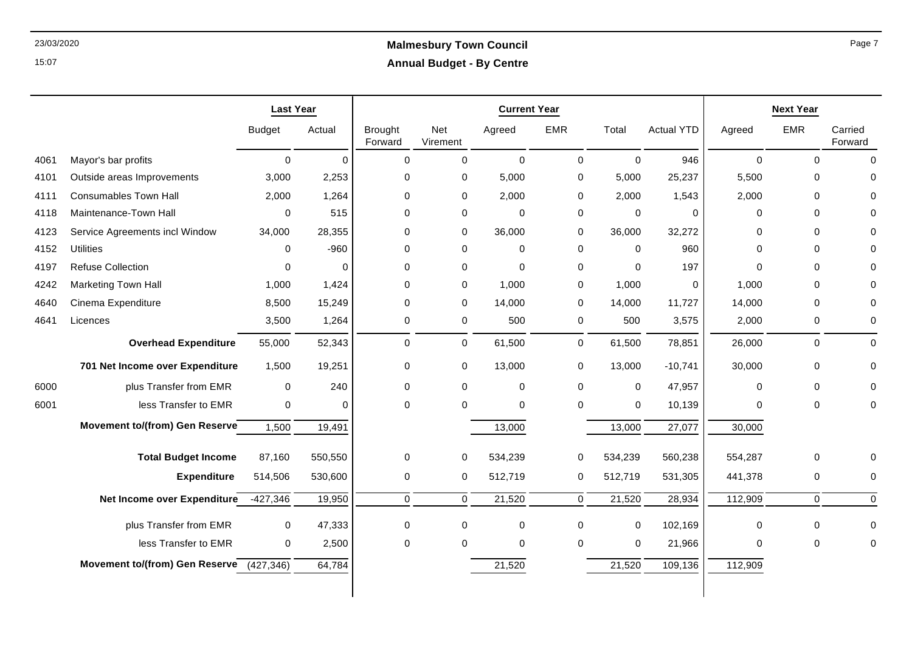# Malmesbury Town Council

## Annual Budget - By Centre

| | | Last Year | | Current Year | | | | | | Next Year | | |
|---|---|---|---|---|---|---|---|---|---|---|---|---|
| | | Budget | Actual | Brought Forward | Net Virement | Agreed | EMR | Total | Actual YTD | Agreed | EMR | Carried Forward |
| 4061 | Mayor's bar profits | 0 | 0 | 0 | 0 | 0 | 0 | 0 | 946 | 0 | 0 | 0 |
| 4101 | Outside areas Improvements | 3,000 | 2,253 | 0 | 0 | 5,000 | 0 | 5,000 | 25,237 | 5,500 | 0 | 0 |
| 4111 | Consumables Town Hall | 2,000 | 1,264 | 0 | 0 | 2,000 | 0 | 2,000 | 1,543 | 2,000 | 0 | 0 |
| 4118 | Maintenance-Town Hall | 0 | 515 | 0 | 0 | 0 | 0 | 0 | 0 | 0 | 0 | 0 |
| 4123 | Service Agreements incl Window | 34,000 | 28,355 | 0 | 0 | 36,000 | 0 | 36,000 | 32,272 | 0 | 0 | 0 |
| 4152 | Utilities | 0 | -960 | 0 | 0 | 0 | 0 | 0 | 960 | 0 | 0 | 0 |
| 4197 | Refuse Collection | 0 | 0 | 0 | 0 | 0 | 0 | 0 | 197 | 0 | 0 | 0 |
| 4242 | Marketing Town Hall | 1,000 | 1,424 | 0 | 0 | 1,000 | 0 | 1,000 | 0 | 1,000 | 0 | 0 |
| 4640 | Cinema Expenditure | 8,500 | 15,249 | 0 | 0 | 14,000 | 0 | 14,000 | 11,727 | 14,000 | 0 | 0 |
| 4641 | Licences | 3,500 | 1,264 | 0 | 0 | 500 | 0 | 500 | 3,575 | 2,000 | 0 | 0 |
| | **Overhead Expenditure** | 55,000 | 52,343 | 0 | 0 | 61,500 | 0 | 61,500 | 78,851 | 26,000 | 0 | 0 |
| | **701 Net Income over Expenditure** | 1,500 | 19,251 | 0 | 0 | 13,000 | 0 | 13,000 | -10,741 | 30,000 | 0 | 0 |
| 6000 | plus Transfer from EMR | 0 | 240 | 0 | 0 | 0 | 0 | 0 | 47,957 | 0 | 0 | 0 |
| 6001 | less Transfer to EMR | 0 | 0 | 0 | 0 | 0 | 0 | 0 | 10,139 | 0 | 0 | 0 |
| | **Movement to/(from) Gen Reserve** | 1,500 | 19,491 | | | 13,000 | | 13,000 | 27,077 | 30,000 | | |
| | **Total Budget Income** | 87,160 | 550,550 | 0 | 0 | 534,239 | 0 | 534,239 | 560,238 | 554,287 | 0 | 0 |
| | **Expenditure** | 514,506 | 530,600 | 0 | 0 | 512,719 | 0 | 512,719 | 531,305 | 441,378 | 0 | 0 |
| | **Net Income over Expenditure** | -427,346 | 19,950 | 0 | 0 | 21,520 | 0 | 21,520 | 28,934 | 112,909 | 0 | 0 |
| | plus Transfer from EMR | 0 | 47,333 | 0 | 0 | 0 | 0 | 0 | 102,169 | 0 | 0 | 0 |
| | less Transfer to EMR | 0 | 2,500 | 0 | 0 | 0 | 0 | 0 | 21,966 | 0 | 0 | 0 |
| | **Movement to/(from) Gen Reserve** | (427,346) | 64,784 | | | 21,520 | | 21,520 | 109,136 | 112,909 | | |